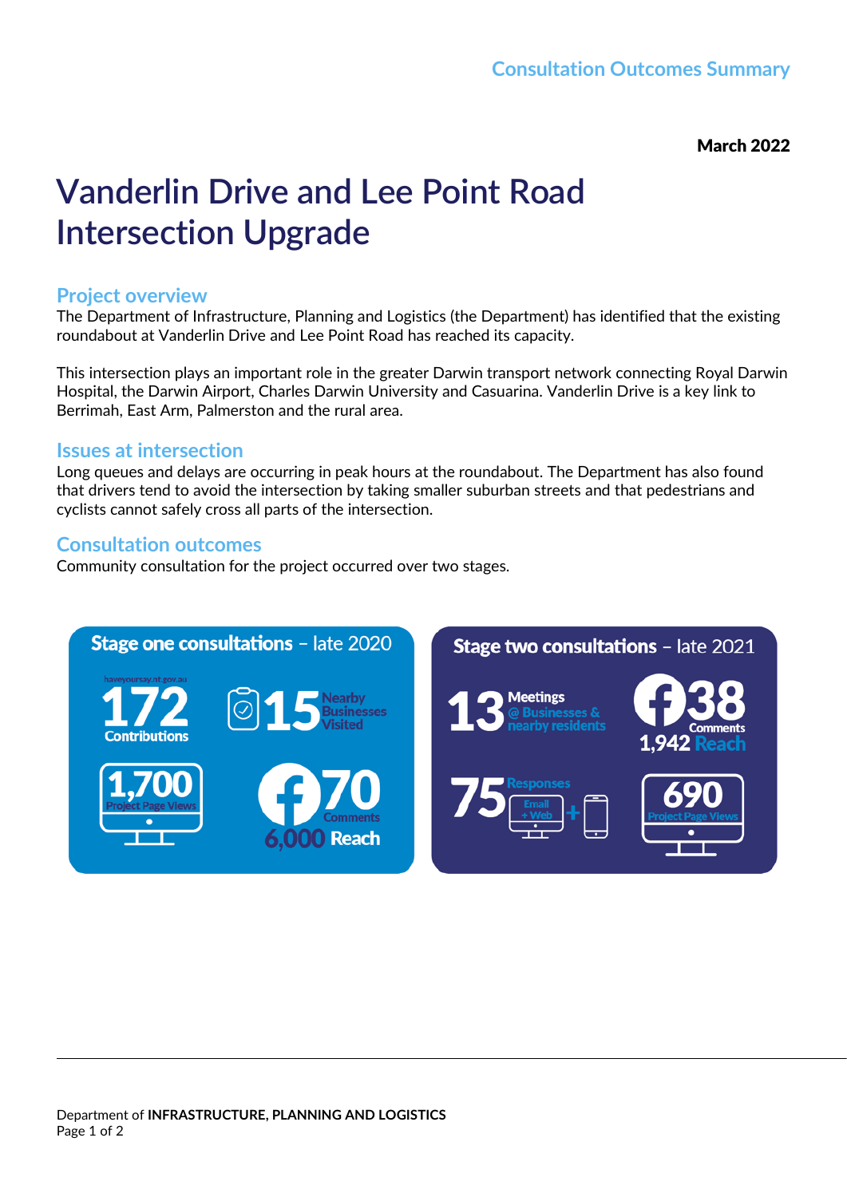Consultation Outcomes Summary

**March 2022**

# Vanderlin Drive and Lee Point Road Intersection Upgrade

## Project overview

The Department of Infrastructure, Planning and Logistics (the Department) has identified that the existing roundabout at Vanderlin Drive and Lee Point Road has reached its capacity.

This intersection plays an important role in the greater Darwin transport network connecting Royal Darwin Hospital, the Darwin Airport, Charles Darwin University and Casuarina. Vanderlin Drive is a key link to Berrimah, East Arm, Palmerston and the rural area.

## Issues at intersection

Long queues and delays are occurring in peak hours at the roundabout. The Department has also found that drivers tend to avoid the intersection by taking smaller suburban streets and that pedestrians and cyclists cannot safely cross all parts of the intersection.

## Consultation outcomes

Community consultation for the project occurred over two stages.

### Stage one consultations – late 2020

- haveyoursay.nt.gov.au: **172** Contributions
- **15** Nearby Businesses Visited
- **1,700** Project Page Views
- Facebook: **70** Comments, **6,000** Reach

### Stage two consultations – late 2021

- **13** Meetings @ Businesses & nearby residents
- Facebook: **38** Comments, **1,942** Reach
- **75** Responses (Email + Web + mobile)
- **690** Project Page Views

Department of **INFRASTRUCTURE, PLANNING AND LOGISTICS**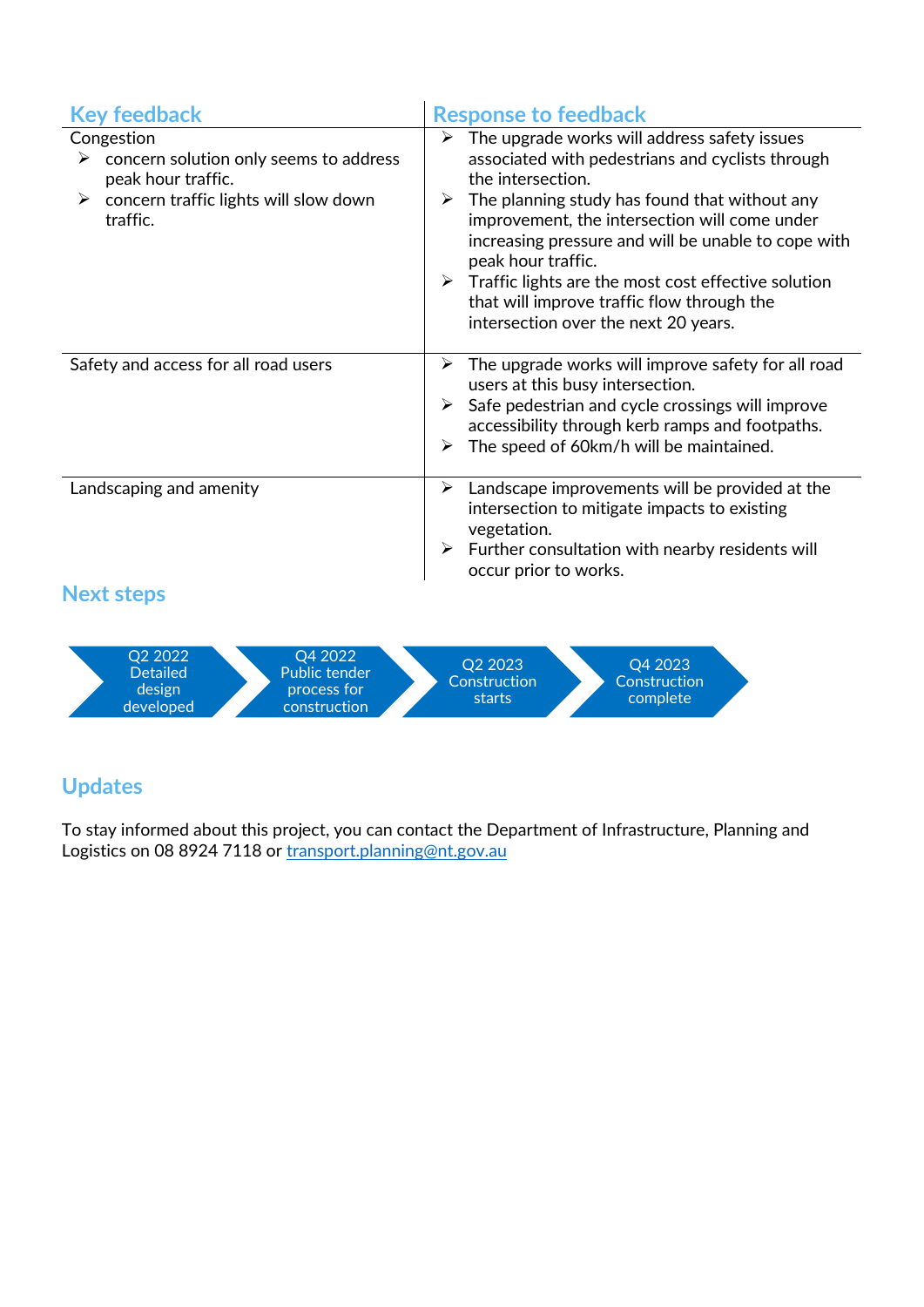| Key feedback | Response to feedback |
|---|---|
| Congestion<br>➢ concern solution only seems to address peak hour traffic.<br>➢ concern traffic lights will slow down traffic. | ➢ The upgrade works will address safety issues associated with pedestrians and cyclists through the intersection.<br>➢ The planning study has found that without any improvement, the intersection will come under increasing pressure and will be unable to cope with peak hour traffic.<br>➢ Traffic lights are the most cost effective solution that will improve traffic flow through the intersection over the next 20 years. |
| Safety and access for all road users | ➢ The upgrade works will improve safety for all road users at this busy intersection.<br>➢ Safe pedestrian and cycle crossings will improve accessibility through kerb ramps and footpaths.<br>➢ The speed of 60km/h will be maintained. |
| Landscaping and amenity | ➢ Landscape improvements will be provided at the intersection to mitigate impacts to existing vegetation.<br>➢ Further consultation with nearby residents will occur prior to works. |

## Next steps

Q2 2022 Detailed design developed

Q4 2022 Public tender process for construction

Q2 2023 Construction starts

Q4 2023 Construction complete

## Updates

To stay informed about this project, you can contact the Department of Infrastructure, Planning and Logistics on 08 8924 7118 or transport.planning@nt.gov.au